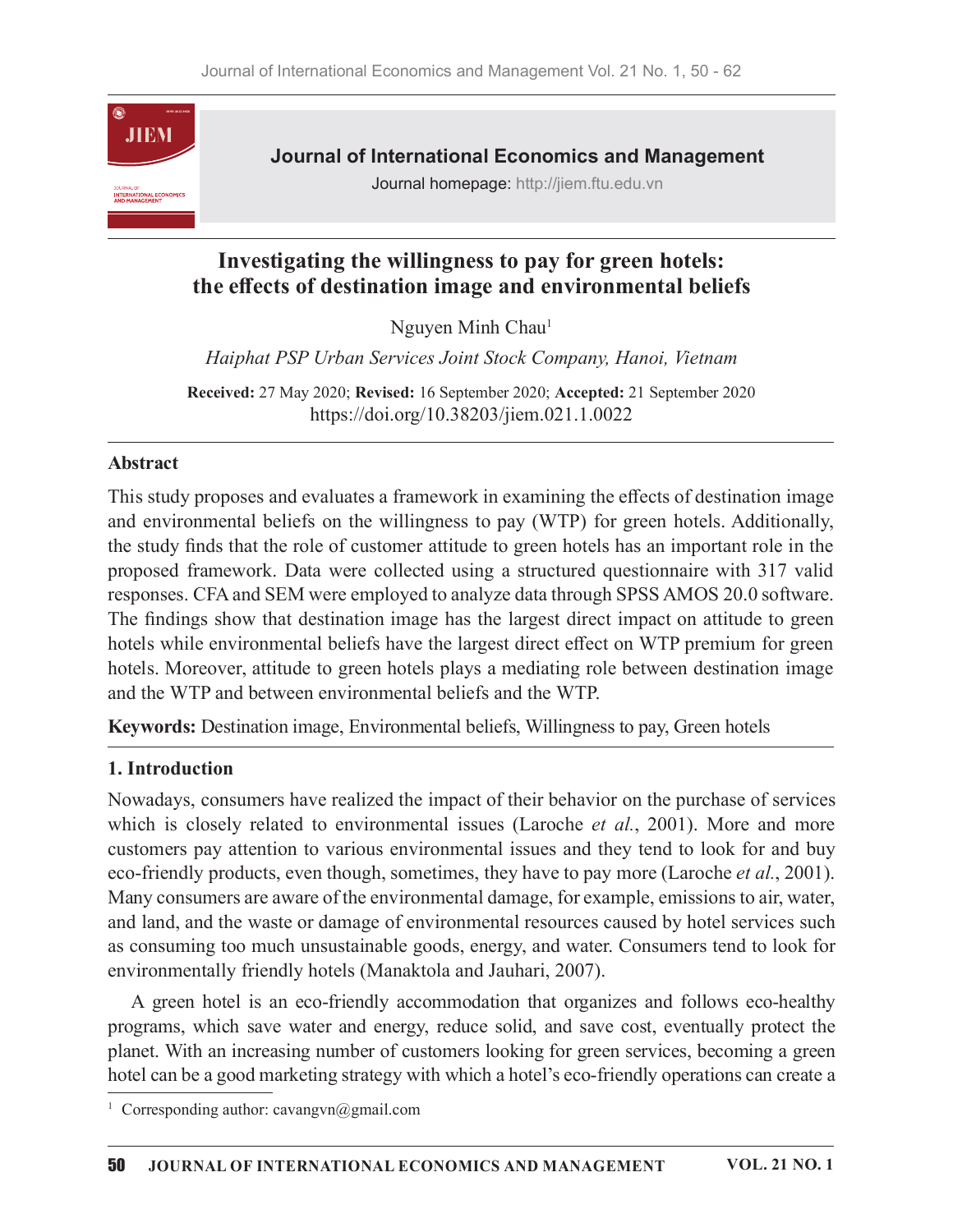# Investigating the willingness to pay for green hotels: the effects of destination image and environmental beliefs

Nguyen Minh Chau[1]

*Haiphat PSP Urban Services Joint Stock Company, Hanoi, Vietnam*

**Received:** 27 May 2020; **Revised:** 16 September 2020; **Accepted:** 21 September 2020
https://doi.org/10.38203/jiem.021.1.0022

## Abstract

This study proposes and evaluates a framework in examining the effects of destination image and environmental beliefs on the willingness to pay (WTP) for green hotels. Additionally, the study finds that the role of customer attitude to green hotels has an important role in the proposed framework. Data were collected using a structured questionnaire with 317 valid responses. CFA and SEM were employed to analyze data through SPSS AMOS 20.0 software. The findings show that destination image has the largest direct impact on attitude to green hotels while environmental beliefs have the largest direct effect on WTP premium for green hotels. Moreover, attitude to green hotels plays a mediating role between destination image and the WTP and between environmental beliefs and the WTP.

**Keywords:** Destination image, Environmental beliefs, Willingness to pay, Green hotels

## 1. Introduction

Nowadays, consumers have realized the impact of their behavior on the purchase of services which is closely related to environmental issues (Laroche *et al.*, 2001). More and more customers pay attention to various environmental issues and they tend to look for and buy eco-friendly products, even though, sometimes, they have to pay more (Laroche *et al.*, 2001). Many consumers are aware of the environmental damage, for example, emissions to air, water, and land, and the waste or damage of environmental resources caused by hotel services such as consuming too much unsustainable goods, energy, and water. Consumers tend to look for environmentally friendly hotels (Manaktola and Jauhari, 2007).

A green hotel is an eco-friendly accommodation that organizes and follows eco-healthy programs, which save water and energy, reduce solid, and save cost, eventually protect the planet. With an increasing number of customers looking for green services, becoming a green hotel can be a good marketing strategy with which a hotel's eco-friendly operations can create a

[1] Corresponding author: cavangvn@gmail.com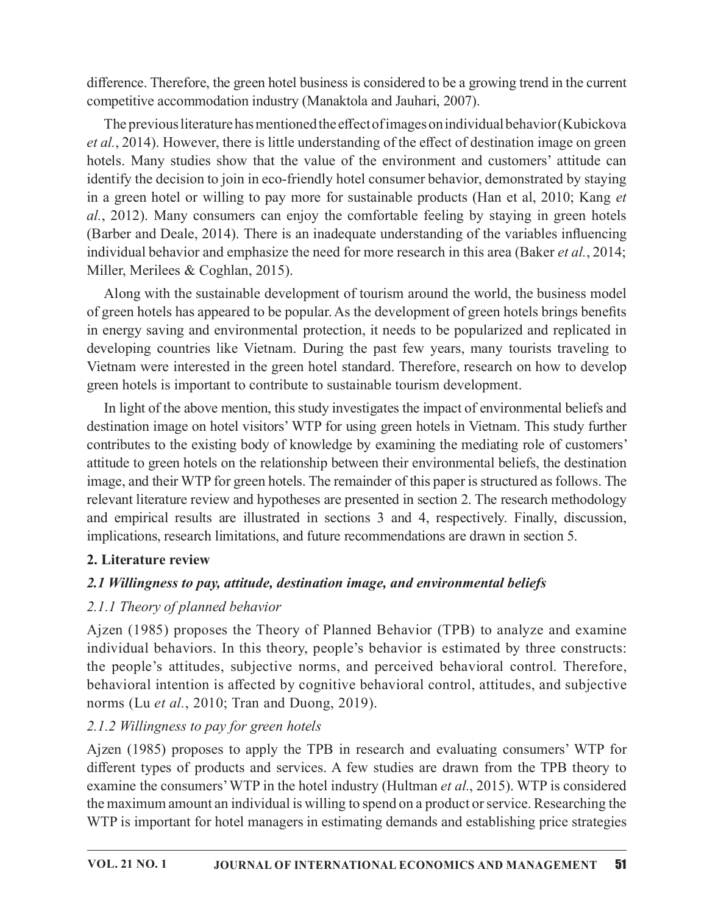difference. Therefore, the green hotel business is considered to be a growing trend in the current competitive accommodation industry (Manaktola and Jauhari, 2007).

The previous literature has mentioned the effect of images on individual behavior (Kubickova *et al.*, 2014). However, there is little understanding of the effect of destination image on green hotels. Many studies show that the value of the environment and customers' attitude can identify the decision to join in eco-friendly hotel consumer behavior, demonstrated by staying in a green hotel or willing to pay more for sustainable products (Han et al, 2010; Kang *et al.*, 2012). Many consumers can enjoy the comfortable feeling by staying in green hotels (Barber and Deale, 2014). There is an inadequate understanding of the variables influencing individual behavior and emphasize the need for more research in this area (Baker *et al.*, 2014; Miller, Merilees & Coghlan, 2015).

Along with the sustainable development of tourism around the world, the business model of green hotels has appeared to be popular. As the development of green hotels brings benefits in energy saving and environmental protection, it needs to be popularized and replicated in developing countries like Vietnam. During the past few years, many tourists traveling to Vietnam were interested in the green hotel standard. Therefore, research on how to develop green hotels is important to contribute to sustainable tourism development.

In light of the above mention, this study investigates the impact of environmental beliefs and destination image on hotel visitors' WTP for using green hotels in Vietnam. This study further contributes to the existing body of knowledge by examining the mediating role of customers' attitude to green hotels on the relationship between their environmental beliefs, the destination image, and their WTP for green hotels. The remainder of this paper is structured as follows. The relevant literature review and hypotheses are presented in section 2. The research methodology and empirical results are illustrated in sections 3 and 4, respectively. Finally, discussion, implications, research limitations, and future recommendations are drawn in section 5.

## 2. Literature review

### *2.1 Willingness to pay, attitude, destination image, and environmental beliefs*

#### *2.1.1 Theory of planned behavior*

Ajzen (1985) proposes the Theory of Planned Behavior (TPB) to analyze and examine individual behaviors. In this theory, people's behavior is estimated by three constructs: the people's attitudes, subjective norms, and perceived behavioral control. Therefore, behavioral intention is affected by cognitive behavioral control, attitudes, and subjective norms (Lu *et al.*, 2010; Tran and Duong, 2019).

#### *2.1.2 Willingness to pay for green hotels*

Ajzen (1985) proposes to apply the TPB in research and evaluating consumers' WTP for different types of products and services. A few studies are drawn from the TPB theory to examine the consumers' WTP in the hotel industry (Hultman *et al.*, 2015). WTP is considered the maximum amount an individual is willing to spend on a product or service. Researching the WTP is important for hotel managers in estimating demands and establishing price strategies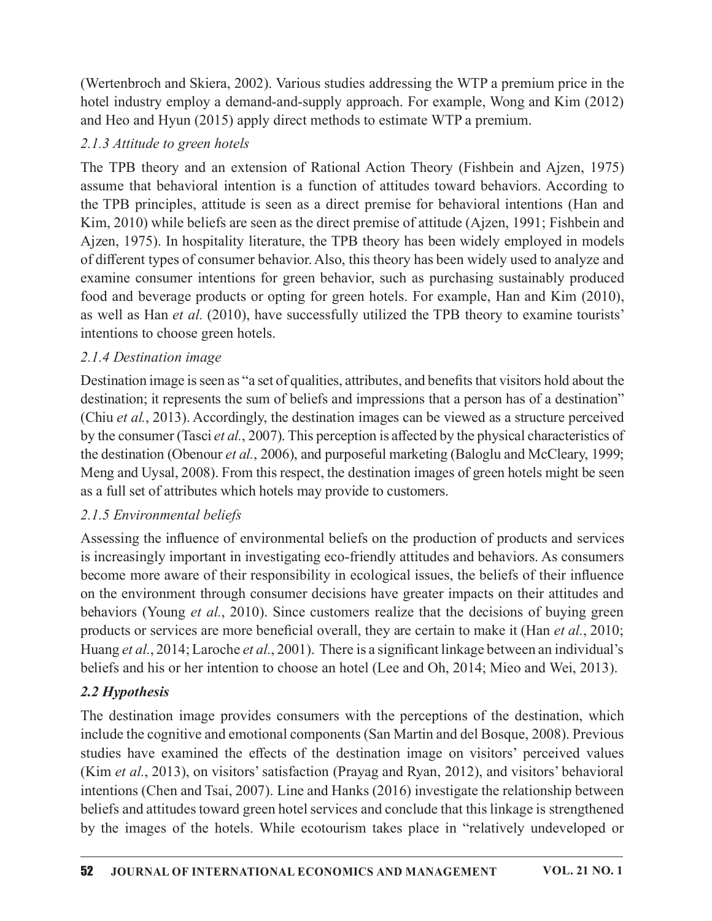(Wertenbroch and Skiera, 2002). Various studies addressing the WTP a premium price in the hotel industry employ a demand-and-supply approach. For example, Wong and Kim (2012) and Heo and Hyun (2015) apply direct methods to estimate WTP a premium.

### *2.1.3 Attitude to green hotels*

The TPB theory and an extension of Rational Action Theory (Fishbein and Ajzen, 1975) assume that behavioral intention is a function of attitudes toward behaviors. According to the TPB principles, attitude is seen as a direct premise for behavioral intentions (Han and Kim, 2010) while beliefs are seen as the direct premise of attitude (Ajzen, 1991; Fishbein and Ajzen, 1975). In hospitality literature, the TPB theory has been widely employed in models of different types of consumer behavior. Also, this theory has been widely used to analyze and examine consumer intentions for green behavior, such as purchasing sustainably produced food and beverage products or opting for green hotels. For example, Han and Kim (2010), as well as Han *et al.* (2010), have successfully utilized the TPB theory to examine tourists' intentions to choose green hotels.

### *2.1.4 Destination image*

Destination image is seen as "a set of qualities, attributes, and benefits that visitors hold about the destination; it represents the sum of beliefs and impressions that a person has of a destination" (Chiu *et al.*, 2013). Accordingly, the destination images can be viewed as a structure perceived by the consumer (Tasci *et al.*, 2007). This perception is affected by the physical characteristics of the destination (Obenour *et al.*, 2006), and purposeful marketing (Baloglu and McCleary, 1999; Meng and Uysal, 2008). From this respect, the destination images of green hotels might be seen as a full set of attributes which hotels may provide to customers.

### *2.1.5 Environmental beliefs*

Assessing the influence of environmental beliefs on the production of products and services is increasingly important in investigating eco-friendly attitudes and behaviors. As consumers become more aware of their responsibility in ecological issues, the beliefs of their influence on the environment through consumer decisions have greater impacts on their attitudes and behaviors (Young *et al.*, 2010). Since customers realize that the decisions of buying green products or services are more beneficial overall, they are certain to make it (Han *et al.*, 2010; Huang *et al.*, 2014; Laroche *et al.*, 2001). There is a significant linkage between an individual's beliefs and his or her intention to choose an hotel (Lee and Oh, 2014; Mieo and Wei, 2013).

## *2.2 Hypothesis*

The destination image provides consumers with the perceptions of the destination, which include the cognitive and emotional components (San Martin and del Bosque, 2008). Previous studies have examined the effects of the destination image on visitors' perceived values (Kim *et al.*, 2013), on visitors' satisfaction (Prayag and Ryan, 2012), and visitors' behavioral intentions (Chen and Tsai, 2007). Line and Hanks (2016) investigate the relationship between beliefs and attitudes toward green hotel services and conclude that this linkage is strengthened by the images of the hotels. While ecotourism takes place in "relatively undeveloped or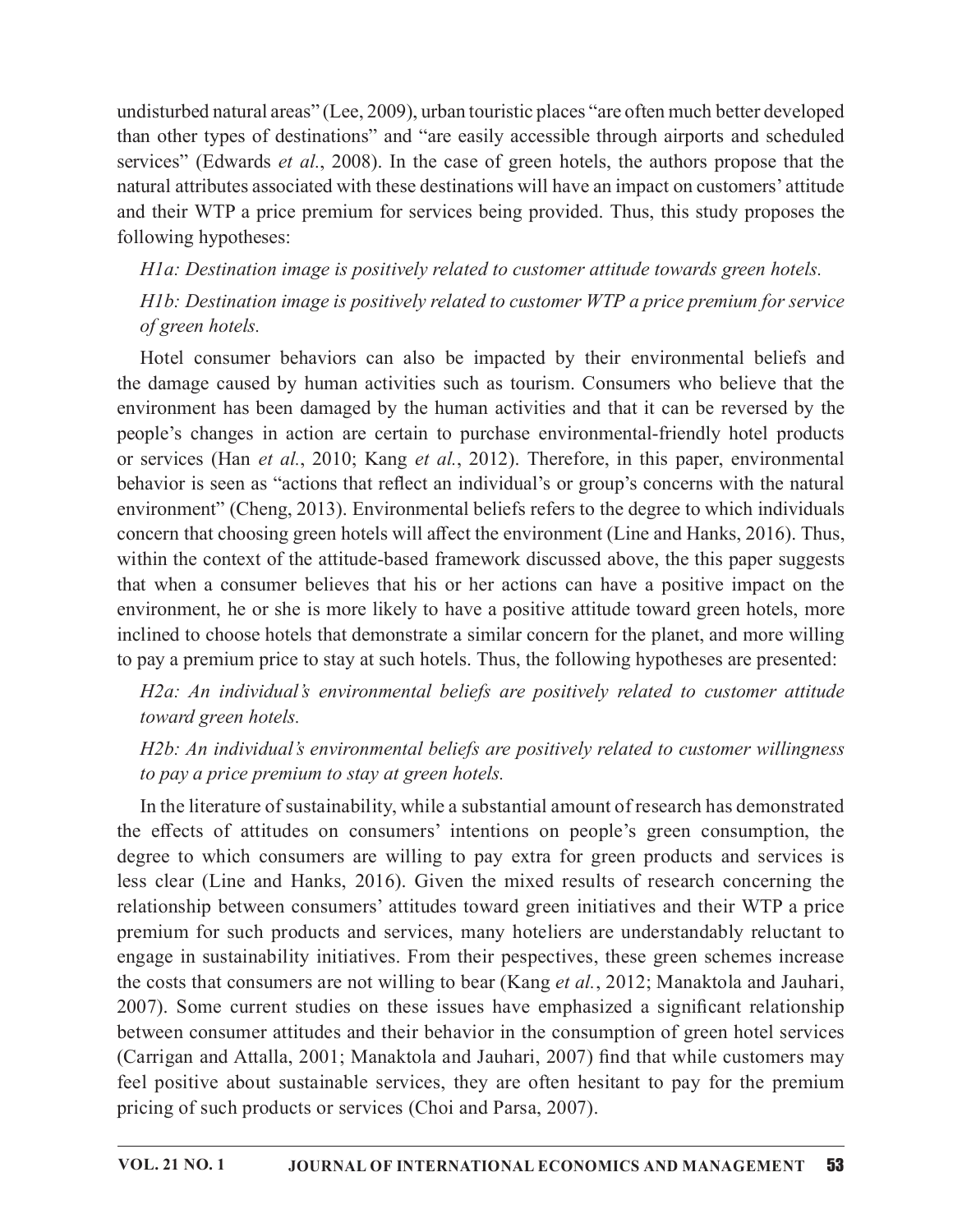undisturbed natural areas" (Lee, 2009), urban touristic places "are often much better developed than other types of destinations" and "are easily accessible through airports and scheduled services" (Edwards *et al.*, 2008). In the case of green hotels, the authors propose that the natural attributes associated with these destinations will have an impact on customers' attitude and their WTP a price premium for services being provided. Thus, this study proposes the following hypotheses:

*H1a: Destination image is positively related to customer attitude towards green hotels.*

*H1b: Destination image is positively related to customer WTP a price premium for service of green hotels.*

Hotel consumer behaviors can also be impacted by their environmental beliefs and the damage caused by human activities such as tourism. Consumers who believe that the environment has been damaged by the human activities and that it can be reversed by the people's changes in action are certain to purchase environmental-friendly hotel products or services (Han *et al.*, 2010; Kang *et al.*, 2012). Therefore, in this paper, environmental behavior is seen as "actions that reflect an individual's or group's concerns with the natural environment" (Cheng, 2013). Environmental beliefs refers to the degree to which individuals concern that choosing green hotels will affect the environment (Line and Hanks, 2016). Thus, within the context of the attitude-based framework discussed above, the this paper suggests that when a consumer believes that his or her actions can have a positive impact on the environment, he or she is more likely to have a positive attitude toward green hotels, more inclined to choose hotels that demonstrate a similar concern for the planet, and more willing to pay a premium price to stay at such hotels. Thus, the following hypotheses are presented:

*H2a: An individual's environmental beliefs are positively related to customer attitude toward green hotels.*

*H2b: An individual's environmental beliefs are positively related to customer willingness to pay a price premium to stay at green hotels.*

In the literature of sustainability, while a substantial amount of research has demonstrated the effects of attitudes on consumers' intentions on people's green consumption, the degree to which consumers are willing to pay extra for green products and services is less clear (Line and Hanks, 2016). Given the mixed results of research concerning the relationship between consumers' attitudes toward green initiatives and their WTP a price premium for such products and services, many hoteliers are understandably reluctant to engage in sustainability initiatives. From their pespectives, these green schemes increase the costs that consumers are not willing to bear (Kang *et al.*, 2012; Manaktola and Jauhari, 2007). Some current studies on these issues have emphasized a significant relationship between consumer attitudes and their behavior in the consumption of green hotel services (Carrigan and Attalla, 2001; Manaktola and Jauhari, 2007) find that while customers may feel positive about sustainable services, they are often hesitant to pay for the premium pricing of such products or services (Choi and Parsa, 2007).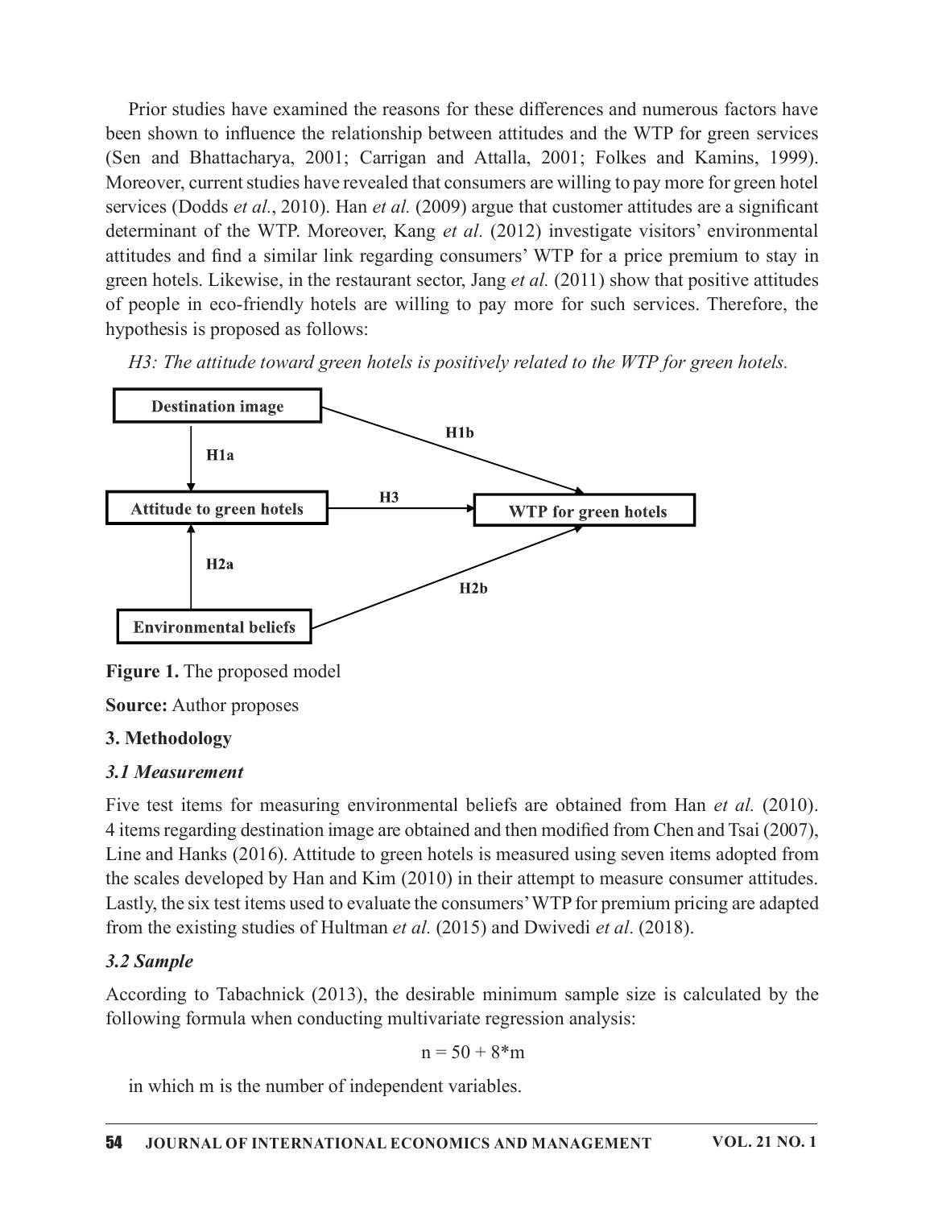Prior studies have examined the reasons for these differences and numerous factors have been shown to influence the relationship between attitudes and the WTP for green services (Sen and Bhattacharya, 2001; Carrigan and Attalla, 2001; Folkes and Kamins, 1999). Moreover, current studies have revealed that consumers are willing to pay more for green hotel services (Dodds *et al.*, 2010). Han *et al.* (2009) argue that customer attitudes are a significant determinant of the WTP. Moreover, Kang *et al.* (2012) investigate visitors' environmental attitudes and find a similar link regarding consumers' WTP for a price premium to stay in green hotels. Likewise, in the restaurant sector, Jang *et al.* (2011) show that positive attitudes of people in eco-friendly hotels are willing to pay more for such services. Therefore, the hypothesis is proposed as follows:

*H3: The attitude toward green hotels is positively related to the WTP for green hotels.*

**Destination image**

**H1a**

**H1b**

**Attitude to green hotels**

**H3**

**WTP for green hotels**

**H2a**

**H2b**

**Environmental beliefs**

**Figure 1.** The proposed model

**Source:** Author proposes

## 3. Methodology

### *3.1 Measurement*

Five test items for measuring environmental beliefs are obtained from Han *et al.* (2010). 4 items regarding destination image are obtained and then modified from Chen and Tsai (2007), Line and Hanks (2016). Attitude to green hotels is measured using seven items adopted from the scales developed by Han and Kim (2010) in their attempt to measure consumer attitudes. Lastly, the six test items used to evaluate the consumers' WTP for premium pricing are adapted from the existing studies of Hultman *et al.* (2015) and Dwivedi *et al*. (2018).

### *3.2 Sample*

According to Tabachnick (2013), the desirable minimum sample size is calculated by the following formula when conducting multivariate regression analysis:

$$n = 50 + 8*m$$

in which m is the number of independent variables.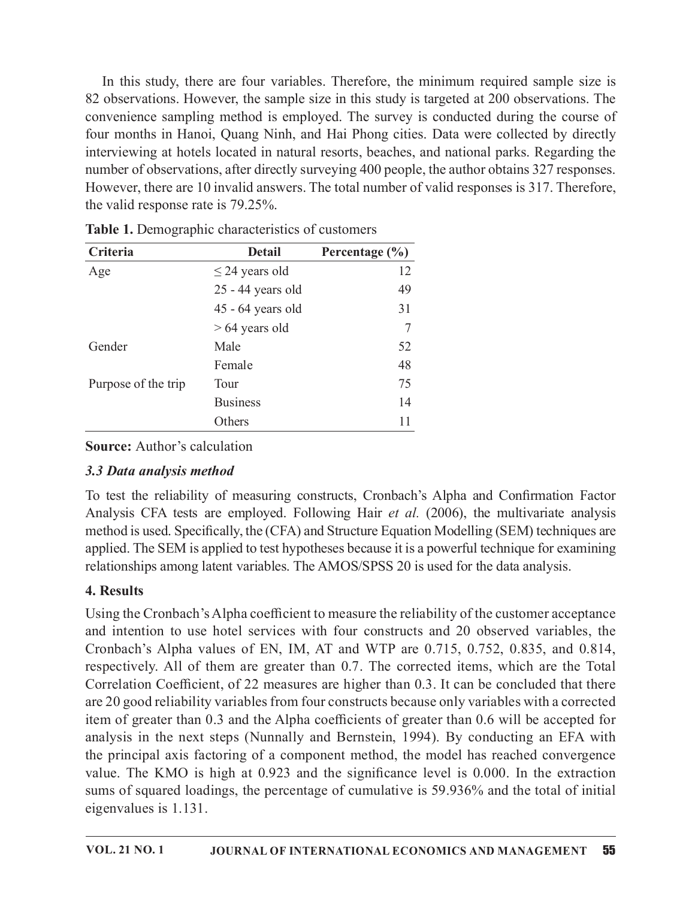In this study, there are four variables. Therefore, the minimum required sample size is 82 observations. However, the sample size in this study is targeted at 200 observations. The convenience sampling method is employed. The survey is conducted during the course of four months in Hanoi, Quang Ninh, and Hai Phong cities. Data were collected by directly interviewing at hotels located in natural resorts, beaches, and national parks. Regarding the number of observations, after directly surveying 400 people, the author obtains 327 responses. However, there are 10 invalid answers. The total number of valid responses is 317. Therefore, the valid response rate is 79.25%.

**Table 1.** Demographic characteristics of customers

| Criteria | Detail | Percentage (%) |
|---|---|---|
| Age | ≤ 24 years old | 12 |
| | 25 - 44 years old | 49 |
| | 45 - 64 years old | 31 |
| | > 64 years old | 7 |
| Gender | Male | 52 |
| | Female | 48 |
| Purpose of the trip | Tour | 75 |
| | Business | 14 |
| | Others | 11 |

**Source:** Author's calculation

### *3.3 Data analysis method*

To test the reliability of measuring constructs, Cronbach's Alpha and Confirmation Factor Analysis CFA tests are employed. Following Hair *et al.* (2006), the multivariate analysis method is used. Specifically, the (CFA) and Structure Equation Modelling (SEM) techniques are applied. The SEM is applied to test hypotheses because it is a powerful technique for examining relationships among latent variables. The AMOS/SPSS 20 is used for the data analysis.

## 4. Results

Using the Cronbach's Alpha coefficient to measure the reliability of the customer acceptance and intention to use hotel services with four constructs and 20 observed variables, the Cronbach's Alpha values of EN, IM, AT and WTP are 0.715, 0.752, 0.835, and 0.814, respectively. All of them are greater than 0.7. The corrected items, which are the Total Correlation Coefficient, of 22 measures are higher than 0.3. It can be concluded that there are 20 good reliability variables from four constructs because only variables with a corrected item of greater than 0.3 and the Alpha coefficients of greater than 0.6 will be accepted for analysis in the next steps (Nunnally and Bernstein, 1994). By conducting an EFA with the principal axis factoring of a component method, the model has reached convergence value. The KMO is high at 0.923 and the significance level is 0.000. In the extraction sums of squared loadings, the percentage of cumulative is 59.936% and the total of initial eigenvalues is 1.131.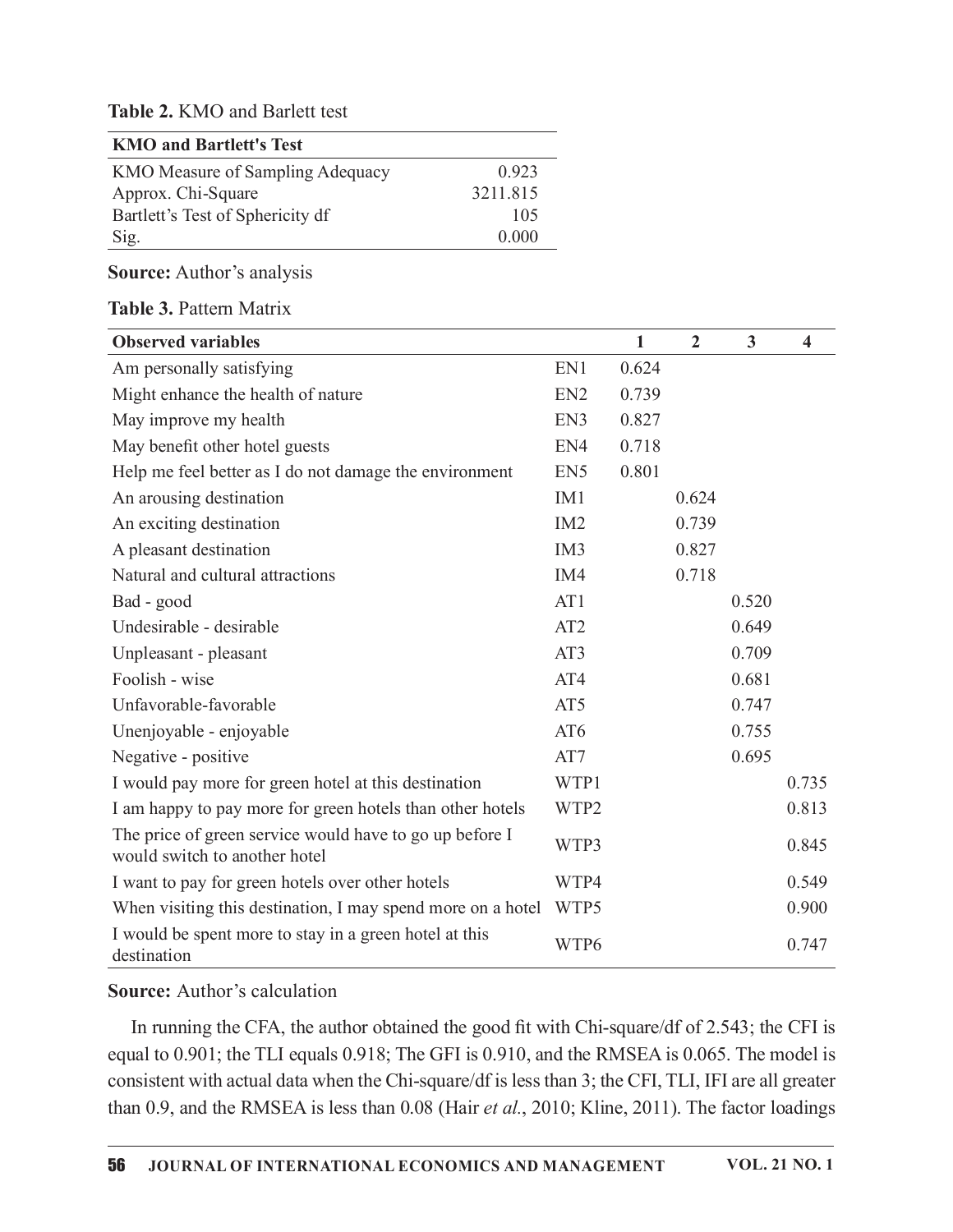**Table 2.** KMO and Barlett test

| KMO and Bartlett's Test | |
|---|---|
| KMO Measure of Sampling Adequacy | 0.923 |
| Approx. Chi-Square | 3211.815 |
| Bartlett's Test of Sphericity df | 105 |
| Sig. | 0.000 |

**Source:** Author's analysis

**Table 3.** Pattern Matrix

| Observed variables | | 1 | 2 | 3 | 4 |
|---|---|---|---|---|---|
| Am personally satisfying | EN1 | 0.624 | | | |
| Might enhance the health of nature | EN2 | 0.739 | | | |
| May improve my health | EN3 | 0.827 | | | |
| May benefit other hotel guests | EN4 | 0.718 | | | |
| Help me feel better as I do not damage the environment | EN5 | 0.801 | | | |
| An arousing destination | IM1 | | 0.624 | | |
| An exciting destination | IM2 | | 0.739 | | |
| A pleasant destination | IM3 | | 0.827 | | |
| Natural and cultural attractions | IM4 | | 0.718 | | |
| Bad - good | AT1 | | | 0.520 | |
| Undesirable - desirable | AT2 | | | 0.649 | |
| Unpleasant - pleasant | AT3 | | | 0.709 | |
| Foolish - wise | AT4 | | | 0.681 | |
| Unfavorable-favorable | AT5 | | | 0.747 | |
| Unenjoyable - enjoyable | AT6 | | | 0.755 | |
| Negative - positive | AT7 | | | 0.695 | |
| I would pay more for green hotel at this destination | WTP1 | | | | 0.735 |
| I am happy to pay more for green hotels than other hotels | WTP2 | | | | 0.813 |
| The price of green service would have to go up before I would switch to another hotel | WTP3 | | | | 0.845 |
| I want to pay for green hotels over other hotels | WTP4 | | | | 0.549 |
| When visiting this destination, I may spend more on a hotel | WTP5 | | | | 0.900 |
| I would be spent more to stay in a green hotel at this destination | WTP6 | | | | 0.747 |

**Source:** Author's calculation

In running the CFA, the author obtained the good fit with Chi-square/df of 2.543; the CFI is equal to 0.901; the TLI equals 0.918; The GFI is 0.910, and the RMSEA is 0.065. The model is consistent with actual data when the Chi-square/df is less than 3; the CFI, TLI, IFI are all greater than 0.9, and the RMSEA is less than 0.08 (Hair *et al.*, 2010; Kline, 2011). The factor loadings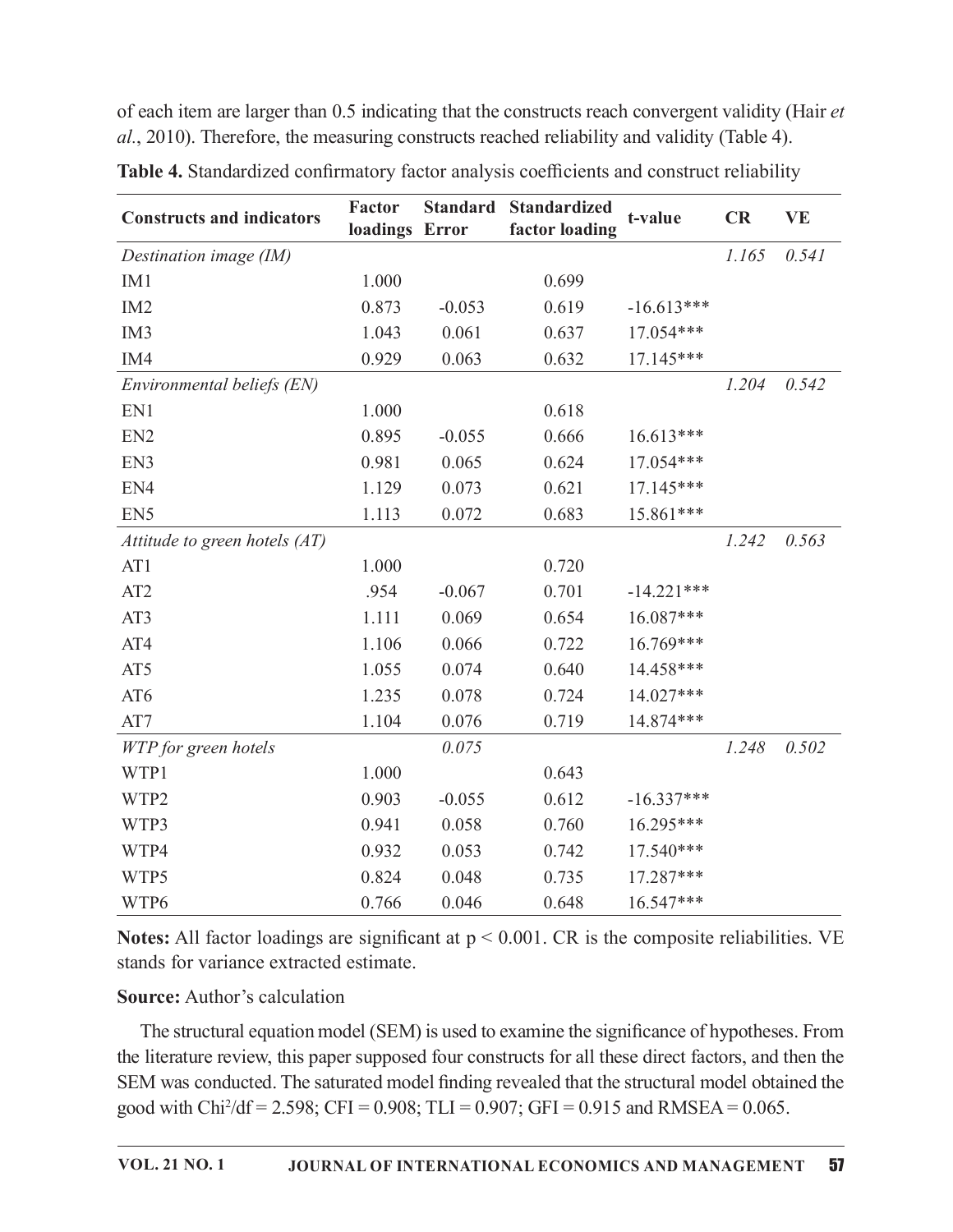of each item are larger than 0.5 indicating that the constructs reach convergent validity (Hair *et al*., 2010). Therefore, the measuring constructs reached reliability and validity (Table 4).

**Table 4.** Standardized confirmatory factor analysis coefficients and construct reliability

| Constructs and indicators | Factor loadings | Standard Error | Standardized factor loading | t-value | CR | VE |
|---|---|---|---|---|---|---|
| *Destination image (IM)* | | | | | *1.165* | *0.541* |
| IM1 | 1.000 | | 0.699 | | | |
| IM2 | 0.873 | -0.053 | 0.619 | -16.613*** | | |
| IM3 | 1.043 | 0.061 | 0.637 | 17.054*** | | |
| IM4 | 0.929 | 0.063 | 0.632 | 17.145*** | | |
| *Environmental beliefs (EN)* | | | | | *1.204* | *0.542* |
| EN1 | 1.000 | | 0.618 | | | |
| EN2 | 0.895 | -0.055 | 0.666 | 16.613*** | | |
| EN3 | 0.981 | 0.065 | 0.624 | 17.054*** | | |
| EN4 | 1.129 | 0.073 | 0.621 | 17.145*** | | |
| EN5 | 1.113 | 0.072 | 0.683 | 15.861*** | | |
| *Attitude to green hotels (AT)* | | | | | *1.242* | *0.563* |
| AT1 | 1.000 | | 0.720 | | | |
| AT2 | .954 | -0.067 | 0.701 | -14.221*** | | |
| AT3 | 1.111 | 0.069 | 0.654 | 16.087*** | | |
| AT4 | 1.106 | 0.066 | 0.722 | 16.769*** | | |
| AT5 | 1.055 | 0.074 | 0.640 | 14.458*** | | |
| AT6 | 1.235 | 0.078 | 0.724 | 14.027*** | | |
| AT7 | 1.104 | 0.076 | 0.719 | 14.874*** | | |
| *WTP for green hotels* | | *0.075* | | | *1.248* | *0.502* |
| WTP1 | 1.000 | | 0.643 | | | |
| WTP2 | 0.903 | -0.055 | 0.612 | -16.337*** | | |
| WTP3 | 0.941 | 0.058 | 0.760 | 16.295*** | | |
| WTP4 | 0.932 | 0.053 | 0.742 | 17.540*** | | |
| WTP5 | 0.824 | 0.048 | 0.735 | 17.287*** | | |
| WTP6 | 0.766 | 0.046 | 0.648 | 16.547*** | | |

**Notes:** All factor loadings are significant at $p < 0.001$. CR is the composite reliabilities. VE stands for variance extracted estimate.

**Source:** Author's calculation

The structural equation model (SEM) is used to examine the significance of hypotheses. From the literature review, this paper supposed four constructs for all these direct factors, and then the SEM was conducted. The saturated model finding revealed that the structural model obtained the good with $Chi^2/df = 2.598$; CFI = 0.908; TLI = 0.907; GFI = 0.915 and RMSEA = 0.065.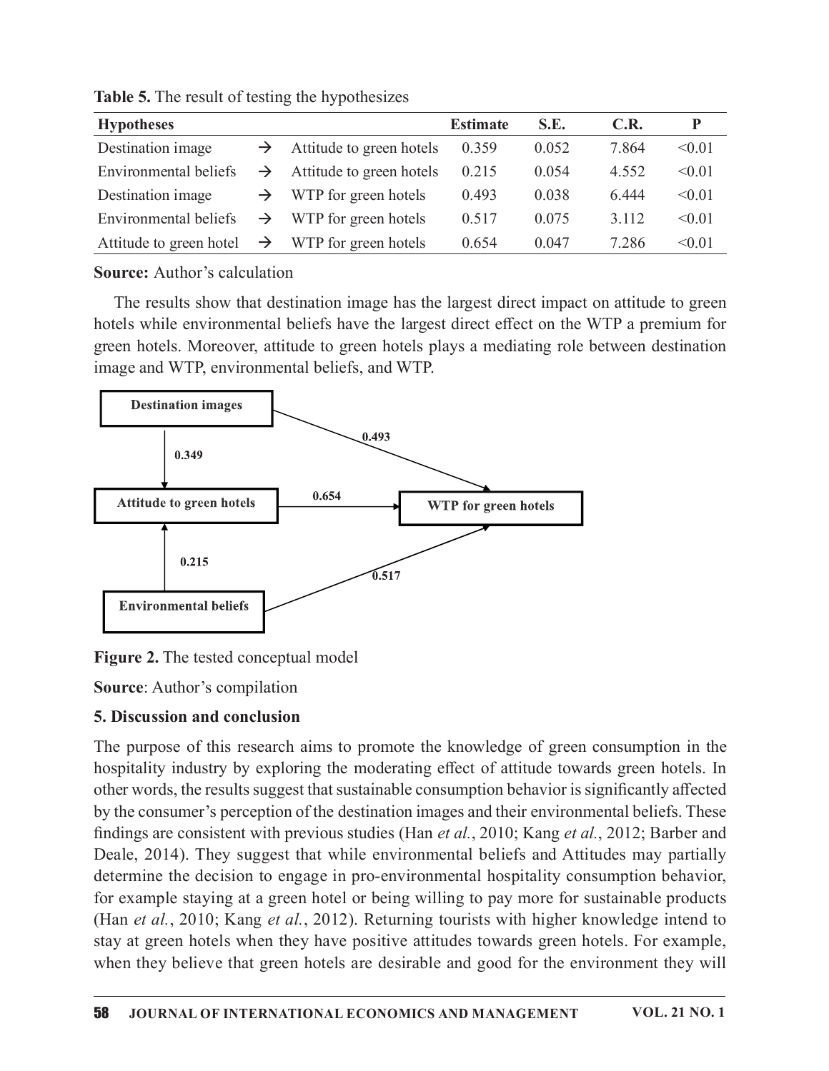**Table 5.** The result of testing the hypothesizes

| Hypotheses | | | Estimate | S.E. | C.R. | P |
|---|---|---|---|---|---|---|
| Destination image | → | Attitude to green hotels | 0.359 | 0.052 | 7.864 | <0.01 |
| Environmental beliefs | → | Attitude to green hotels | 0.215 | 0.054 | 4.552 | <0.01 |
| Destination image | → | WTP for green hotels | 0.493 | 0.038 | 6.444 | <0.01 |
| Environmental beliefs | → | WTP for green hotels | 0.517 | 0.075 | 3.112 | <0.01 |
| Attitude to green hotel | → | WTP for green hotels | 0.654 | 0.047 | 7.286 | <0.01 |

**Source:** Author's calculation

The results show that destination image has the largest direct impact on attitude to green hotels while environmental beliefs have the largest direct effect on the WTP a premium for green hotels. Moreover, attitude to green hotels plays a mediating role between destination image and WTP, environmental beliefs, and WTP.

**Figure 2.** The tested conceptual model

**Source**: Author's compilation

### 5. Discussion and conclusion

The purpose of this research aims to promote the knowledge of green consumption in the hospitality industry by exploring the moderating effect of attitude towards green hotels. In other words, the results suggest that sustainable consumption behavior is significantly affected by the consumer's perception of the destination images and their environmental beliefs. These findings are consistent with previous studies (Han *et al.*, 2010; Kang *et al.*, 2012; Barber and Deale, 2014). They suggest that while environmental beliefs and Attitudes may partially determine the decision to engage in pro-environmental hospitality consumption behavior, for example staying at a green hotel or being willing to pay more for sustainable products (Han *et al.*, 2010; Kang *et al.*, 2012). Returning tourists with higher knowledge intend to stay at green hotels when they have positive attitudes towards green hotels. For example, when they believe that green hotels are desirable and good for the environment they will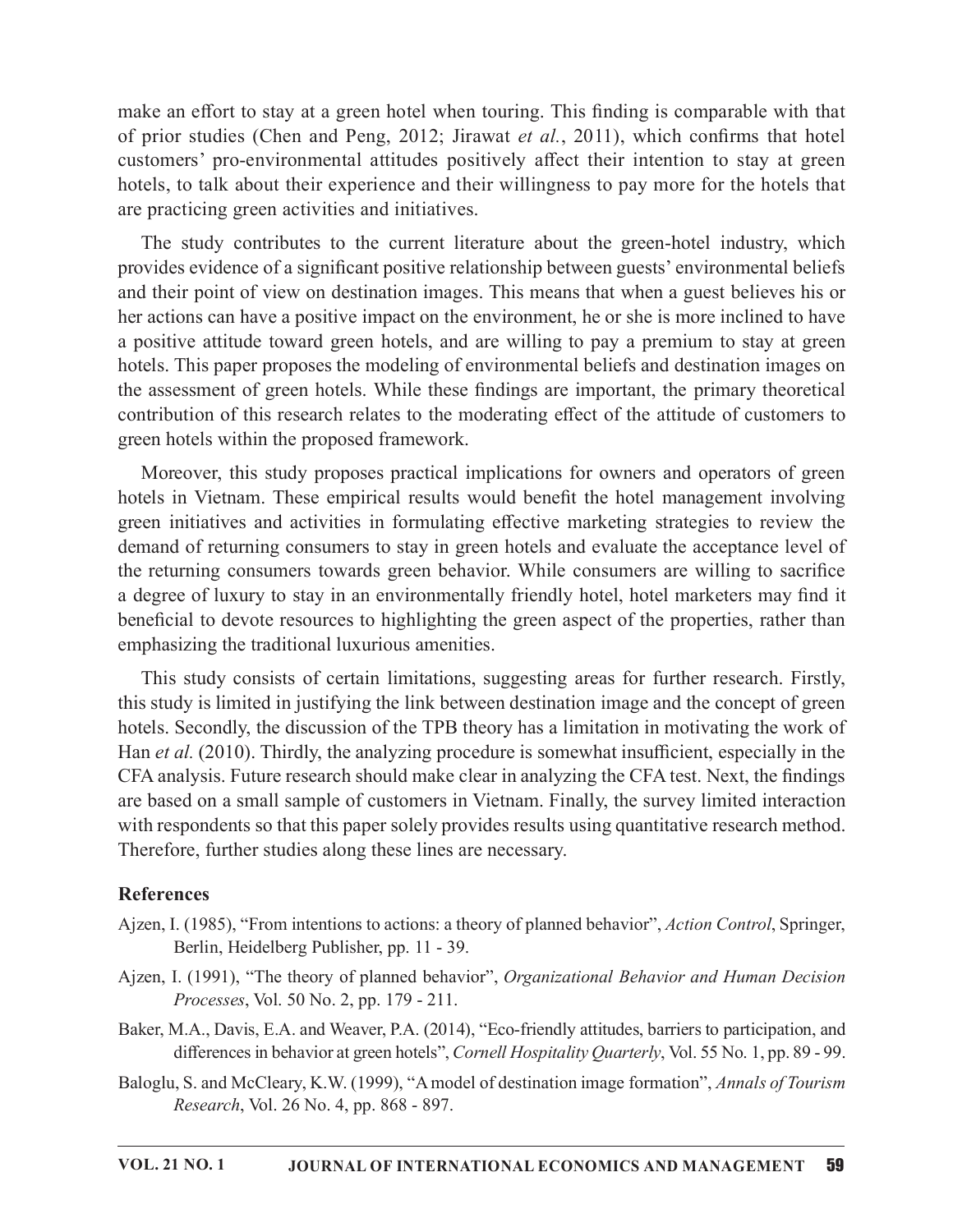make an effort to stay at a green hotel when touring. This finding is comparable with that of prior studies (Chen and Peng, 2012; Jirawat *et al.*, 2011), which confirms that hotel customers' pro-environmental attitudes positively affect their intention to stay at green hotels, to talk about their experience and their willingness to pay more for the hotels that are practicing green activities and initiatives.

The study contributes to the current literature about the green-hotel industry, which provides evidence of a significant positive relationship between guests' environmental beliefs and their point of view on destination images. This means that when a guest believes his or her actions can have a positive impact on the environment, he or she is more inclined to have a positive attitude toward green hotels, and are willing to pay a premium to stay at green hotels. This paper proposes the modeling of environmental beliefs and destination images on the assessment of green hotels. While these findings are important, the primary theoretical contribution of this research relates to the moderating effect of the attitude of customers to green hotels within the proposed framework.

Moreover, this study proposes practical implications for owners and operators of green hotels in Vietnam. These empirical results would benefit the hotel management involving green initiatives and activities in formulating effective marketing strategies to review the demand of returning consumers to stay in green hotels and evaluate the acceptance level of the returning consumers towards green behavior. While consumers are willing to sacrifice a degree of luxury to stay in an environmentally friendly hotel, hotel marketers may find it beneficial to devote resources to highlighting the green aspect of the properties, rather than emphasizing the traditional luxurious amenities.

This study consists of certain limitations, suggesting areas for further research. Firstly, this study is limited in justifying the link between destination image and the concept of green hotels. Secondly, the discussion of the TPB theory has a limitation in motivating the work of Han *et al.* (2010). Thirdly, the analyzing procedure is somewhat insufficient, especially in the CFA analysis. Future research should make clear in analyzing the CFA test. Next, the findings are based on a small sample of customers in Vietnam. Finally, the survey limited interaction with respondents so that this paper solely provides results using quantitative research method. Therefore, further studies along these lines are necessary.

## References

Ajzen, I. (1985), "From intentions to actions: a theory of planned behavior", *Action Control*, Springer, Berlin, Heidelberg Publisher, pp. 11 - 39.

Ajzen, I. (1991), "The theory of planned behavior", *Organizational Behavior and Human Decision Processes*, Vol. 50 No. 2, pp. 179 - 211.

Baker, M.A., Davis, E.A. and Weaver, P.A. (2014), "Eco-friendly attitudes, barriers to participation, and differences in behavior at green hotels", *Cornell Hospitality Quarterly*, Vol. 55 No. 1, pp. 89 - 99.

Baloglu, S. and McCleary, K.W. (1999), "A model of destination image formation", *Annals of Tourism Research*, Vol. 26 No. 4, pp. 868 - 897.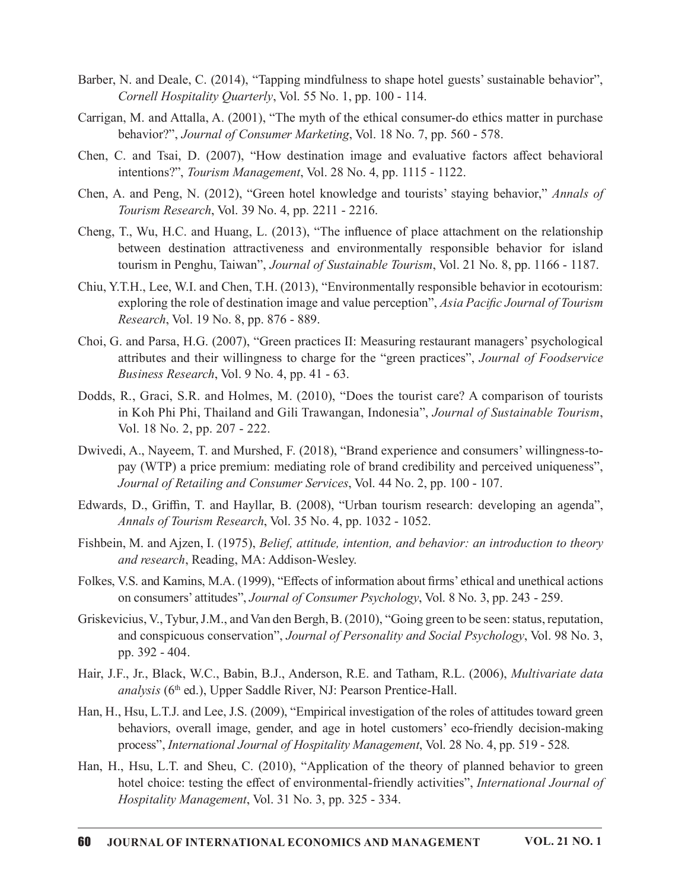Barber, N. and Deale, C. (2014), "Tapping mindfulness to shape hotel guests' sustainable behavior", *Cornell Hospitality Quarterly*, Vol. 55 No. 1, pp. 100 - 114.

Carrigan, M. and Attalla, A. (2001), "The myth of the ethical consumer-do ethics matter in purchase behavior?", *Journal of Consumer Marketing*, Vol. 18 No. 7, pp. 560 - 578.

Chen, C. and Tsai, D. (2007), "How destination image and evaluative factors affect behavioral intentions?", *Tourism Management*, Vol. 28 No. 4, pp. 1115 - 1122.

Chen, A. and Peng, N. (2012), "Green hotel knowledge and tourists' staying behavior," *Annals of Tourism Research*, Vol. 39 No. 4, pp. 2211 - 2216.

Cheng, T., Wu, H.C. and Huang, L. (2013), "The influence of place attachment on the relationship between destination attractiveness and environmentally responsible behavior for island tourism in Penghu, Taiwan", *Journal of Sustainable Tourism*, Vol. 21 No. 8, pp. 1166 - 1187.

Chiu, Y.T.H., Lee, W.I. and Chen, T.H. (2013), "Environmentally responsible behavior in ecotourism: exploring the role of destination image and value perception", *Asia Pacific Journal of Tourism Research*, Vol. 19 No. 8, pp. 876 - 889.

Choi, G. and Parsa, H.G. (2007), "Green practices II: Measuring restaurant managers' psychological attributes and their willingness to charge for the "green practices", *Journal of Foodservice Business Research*, Vol. 9 No. 4, pp. 41 - 63.

Dodds, R., Graci, S.R. and Holmes, M. (2010), "Does the tourist care? A comparison of tourists in Koh Phi Phi, Thailand and Gili Trawangan, Indonesia", *Journal of Sustainable Tourism*, Vol. 18 No. 2, pp. 207 - 222.

Dwivedi, A., Nayeem, T. and Murshed, F. (2018), "Brand experience and consumers' willingness-to-pay (WTP) a price premium: mediating role of brand credibility and perceived uniqueness", *Journal of Retailing and Consumer Services*, Vol. 44 No. 2, pp. 100 - 107.

Edwards, D., Griffin, T. and Hayllar, B. (2008), "Urban tourism research: developing an agenda", *Annals of Tourism Research*, Vol. 35 No. 4, pp. 1032 - 1052.

Fishbein, M. and Ajzen, I. (1975), *Belief, attitude, intention, and behavior: an introduction to theory and research*, Reading, MA: Addison-Wesley.

Folkes, V.S. and Kamins, M.A. (1999), "Effects of information about firms' ethical and unethical actions on consumers' attitudes", *Journal of Consumer Psychology*, Vol. 8 No. 3, pp. 243 - 259.

Griskevicius, V., Tybur, J.M., and Van den Bergh, B. (2010), "Going green to be seen: status, reputation, and conspicuous conservation", *Journal of Personality and Social Psychology*, Vol. 98 No. 3, pp. 392 - 404.

Hair, J.F., Jr., Black, W.C., Babin, B.J., Anderson, R.E. and Tatham, R.L. (2006), *Multivariate data analysis* (6th ed.), Upper Saddle River, NJ: Pearson Prentice-Hall.

Han, H., Hsu, L.T.J. and Lee, J.S. (2009), "Empirical investigation of the roles of attitudes toward green behaviors, overall image, gender, and age in hotel customers' eco-friendly decision-making process", *International Journal of Hospitality Management*, Vol. 28 No. 4, pp. 519 - 528.

Han, H., Hsu, L.T. and Sheu, C. (2010), "Application of the theory of planned behavior to green hotel choice: testing the effect of environmental-friendly activities", *International Journal of Hospitality Management*, Vol. 31 No. 3, pp. 325 - 334.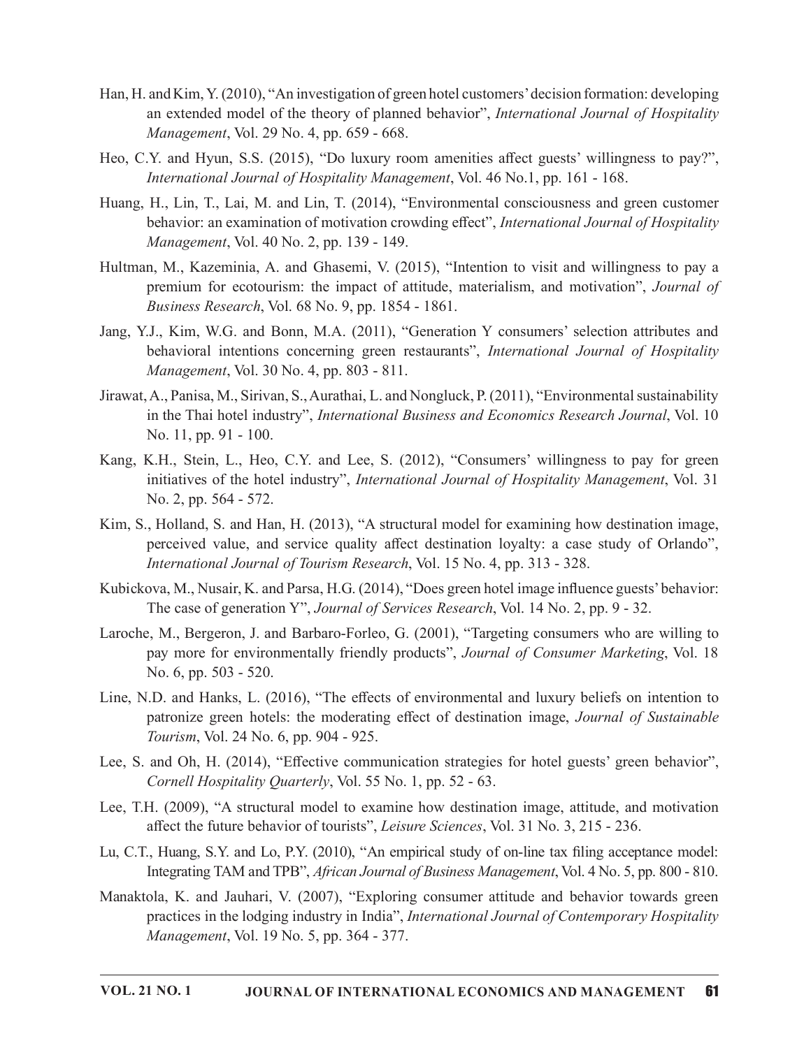Han, H. and Kim, Y. (2010), "An investigation of green hotel customers' decision formation: developing an extended model of the theory of planned behavior", *International Journal of Hospitality Management*, Vol. 29 No. 4, pp. 659 - 668.

Heo, C.Y. and Hyun, S.S. (2015), "Do luxury room amenities affect guests' willingness to pay?", *International Journal of Hospitality Management*, Vol. 46 No.1, pp. 161 - 168.

Huang, H., Lin, T., Lai, M. and Lin, T. (2014), "Environmental consciousness and green customer behavior: an examination of motivation crowding effect", *International Journal of Hospitality Management*, Vol. 40 No. 2, pp. 139 - 149.

Hultman, M., Kazeminia, A. and Ghasemi, V. (2015), "Intention to visit and willingness to pay a premium for ecotourism: the impact of attitude, materialism, and motivation", *Journal of Business Research*, Vol. 68 No. 9, pp. 1854 - 1861.

Jang, Y.J., Kim, W.G. and Bonn, M.A. (2011), "Generation Y consumers' selection attributes and behavioral intentions concerning green restaurants", *International Journal of Hospitality Management*, Vol. 30 No. 4, pp. 803 - 811.

Jirawat, A., Panisa, M., Sirivan, S., Aurathai, L. and Nongluck, P. (2011), "Environmental sustainability in the Thai hotel industry", *International Business and Economics Research Journal*, Vol. 10 No. 11, pp. 91 - 100.

Kang, K.H., Stein, L., Heo, C.Y. and Lee, S. (2012), "Consumers' willingness to pay for green initiatives of the hotel industry", *International Journal of Hospitality Management*, Vol. 31 No. 2, pp. 564 - 572.

Kim, S., Holland, S. and Han, H. (2013), "A structural model for examining how destination image, perceived value, and service quality affect destination loyalty: a case study of Orlando", *International Journal of Tourism Research*, Vol. 15 No. 4, pp. 313 - 328.

Kubickova, M., Nusair, K. and Parsa, H.G. (2014), "Does green hotel image influence guests' behavior: The case of generation Y", *Journal of Services Research*, Vol. 14 No. 2, pp. 9 - 32.

Laroche, M., Bergeron, J. and Barbaro-Forleo, G. (2001), "Targeting consumers who are willing to pay more for environmentally friendly products", *Journal of Consumer Marketing*, Vol. 18 No. 6, pp. 503 - 520.

Line, N.D. and Hanks, L. (2016), "The effects of environmental and luxury beliefs on intention to patronize green hotels: the moderating effect of destination image, *Journal of Sustainable Tourism*, Vol. 24 No. 6, pp. 904 - 925.

Lee, S. and Oh, H. (2014), "Effective communication strategies for hotel guests' green behavior", *Cornell Hospitality Quarterly*, Vol. 55 No. 1, pp. 52 - 63.

Lee, T.H. (2009), "A structural model to examine how destination image, attitude, and motivation affect the future behavior of tourists", *Leisure Sciences*, Vol. 31 No. 3, 215 - 236.

Lu, C.T., Huang, S.Y. and Lo, P.Y. (2010), "An empirical study of on-line tax filing acceptance model: Integrating TAM and TPB", *African Journal of Business Management*, Vol. 4 No. 5, pp. 800 - 810.

Manaktola, K. and Jauhari, V. (2007), "Exploring consumer attitude and behavior towards green practices in the lodging industry in India", *International Journal of Contemporary Hospitality Management*, Vol. 19 No. 5, pp. 364 - 377.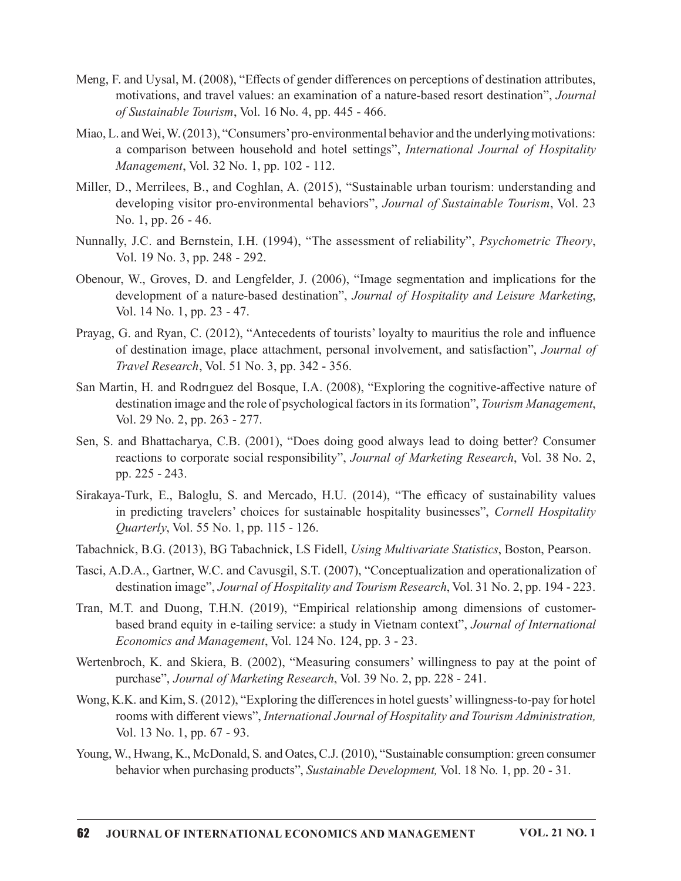Meng, F. and Uysal, M. (2008), "Effects of gender differences on perceptions of destination attributes, motivations, and travel values: an examination of a nature-based resort destination", *Journal of Sustainable Tourism*, Vol. 16 No. 4, pp. 445 - 466.

Miao, L. and Wei, W. (2013), "Consumers' pro-environmental behavior and the underlying motivations: a comparison between household and hotel settings", *International Journal of Hospitality Management*, Vol. 32 No. 1, pp. 102 - 112.

Miller, D., Merrilees, B., and Coghlan, A. (2015), "Sustainable urban tourism: understanding and developing visitor pro-environmental behaviors", *Journal of Sustainable Tourism*, Vol. 23 No. 1, pp. 26 - 46.

Nunnally, J.C. and Bernstein, I.H. (1994), "The assessment of reliability", *Psychometric Theory*, Vol. 19 No. 3, pp. 248 - 292.

Obenour, W., Groves, D. and Lengfelder, J. (2006), "Image segmentation and implications for the development of a nature-based destination", *Journal of Hospitality and Leisure Marketing*, Vol. 14 No. 1, pp. 23 - 47.

Prayag, G. and Ryan, C. (2012), "Antecedents of tourists' loyalty to mauritius the role and influence of destination image, place attachment, personal involvement, and satisfaction", *Journal of Travel Research*, Vol. 51 No. 3, pp. 342 - 356.

San Martin, H. and Rodrıguez del Bosque, I.A. (2008), "Exploring the cognitive-affective nature of destination image and the role of psychological factors in its formation", *Tourism Management*, Vol. 29 No. 2, pp. 263 - 277.

Sen, S. and Bhattacharya, C.B. (2001), "Does doing good always lead to doing better? Consumer reactions to corporate social responsibility", *Journal of Marketing Research*, Vol. 38 No. 2, pp. 225 - 243.

Sirakaya-Turk, E., Baloglu, S. and Mercado, H.U. (2014), "The efficacy of sustainability values in predicting travelers' choices for sustainable hospitality businesses", *Cornell Hospitality Quarterly*, Vol. 55 No. 1, pp. 115 - 126.

Tabachnick, B.G. (2013), BG Tabachnick, LS Fidell, *Using Multivariate Statistics*, Boston, Pearson.

Tasci, A.D.A., Gartner, W.C. and Cavusgil, S.T. (2007), "Conceptualization and operationalization of destination image", *Journal of Hospitality and Tourism Research*, Vol. 31 No. 2, pp. 194 - 223.

Tran, M.T. and Duong, T.H.N. (2019), "Empirical relationship among dimensions of customer-based brand equity in e-tailing service: a study in Vietnam context", *Journal of International Economics and Management*, Vol. 124 No. 124, pp. 3 - 23.

Wertenbroch, K. and Skiera, B. (2002), "Measuring consumers' willingness to pay at the point of purchase", *Journal of Marketing Research*, Vol. 39 No. 2, pp. 228 - 241.

Wong, K.K. and Kim, S. (2012), "Exploring the differences in hotel guests' willingness-to-pay for hotel rooms with different views", *International Journal of Hospitality and Tourism Administration,* Vol. 13 No. 1, pp. 67 - 93.

Young, W., Hwang, K., McDonald, S. and Oates, C.J. (2010), "Sustainable consumption: green consumer behavior when purchasing products", *Sustainable Development,* Vol. 18 No. 1, pp. 20 - 31.